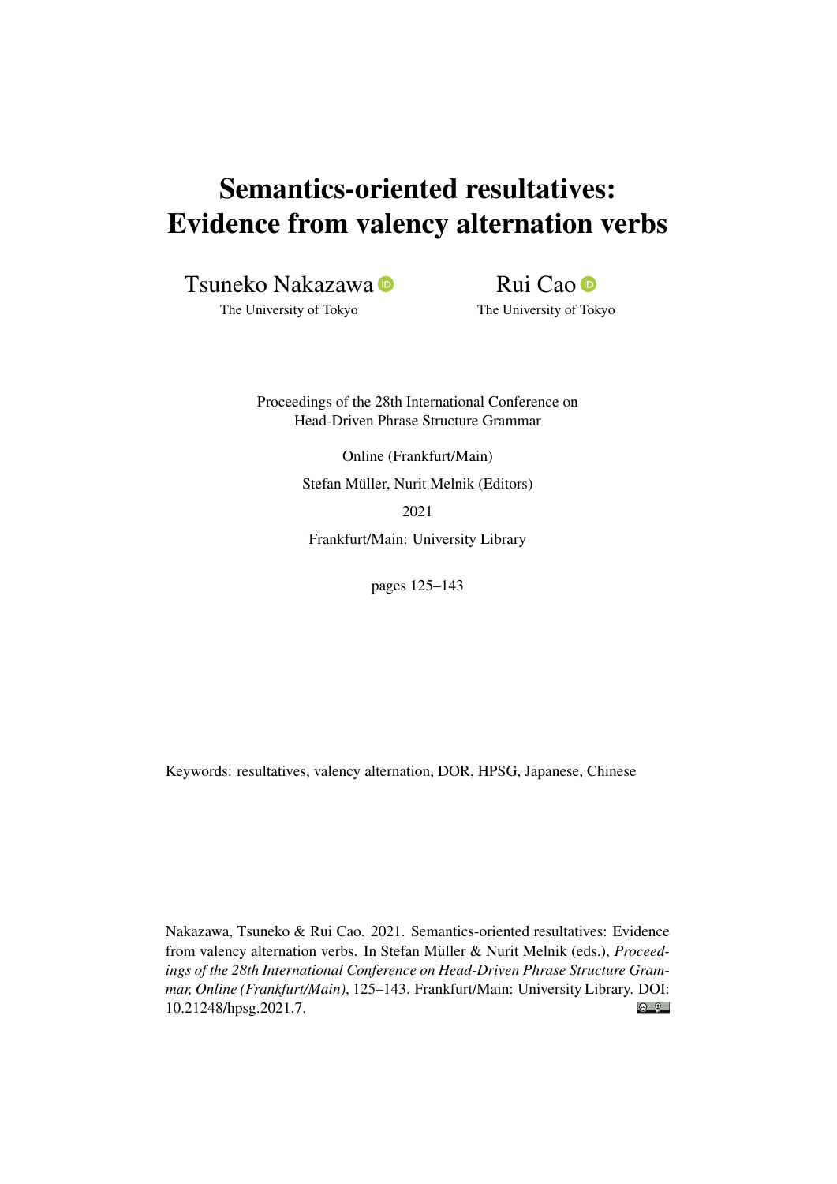# Semantics-oriented resultatives: Evidence from valency alternation verbs

Tsuneko Nakazawa
The University of Tokyo

Rui Cao
The University of Tokyo

Proceedings of the 28th International Conference on Head-Driven Phrase Structure Grammar

Online (Frankfurt/Main)

Stefan Müller, Nurit Melnik (Editors)

2021

Frankfurt/Main: University Library

pages 125–143

Keywords: resultatives, valency alternation, DOR, HPSG, Japanese, Chinese

Nakazawa, Tsuneko & Rui Cao. 2021. Semantics-oriented resultatives: Evidence from valency alternation verbs. In Stefan Müller & Nurit Melnik (eds.), *Proceedings of the 28th International Conference on Head-Driven Phrase Structure Grammar, Online (Frankfurt/Main)*, 125–143. Frankfurt/Main: University Library. DOI: 10.21248/hpsg.2021.7.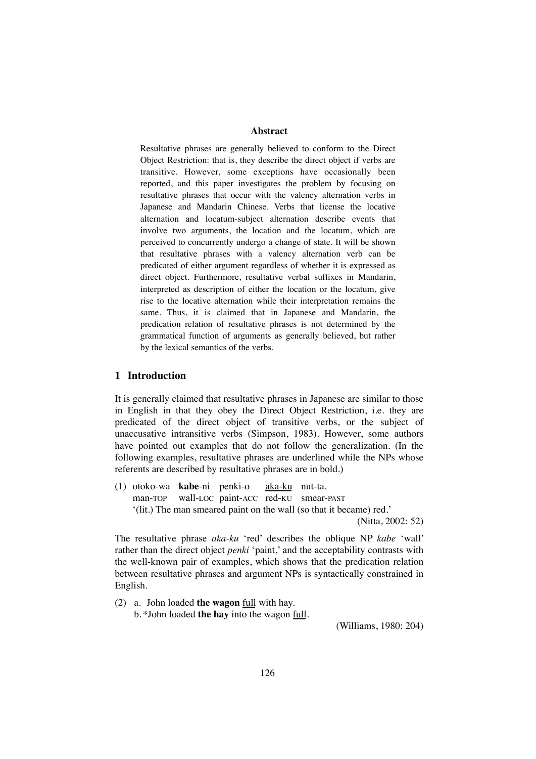**Abstract**

Resultative phrases are generally believed to conform to the Direct Object Restriction: that is, they describe the direct object if verbs are transitive. However, some exceptions have occasionally been reported, and this paper investigates the problem by focusing on resultative phrases that occur with the valency alternation verbs in Japanese and Mandarin Chinese. Verbs that license the locative alternation and locatum-subject alternation describe events that involve two arguments, the location and the locatum, which are perceived to concurrently undergo a change of state. It will be shown that resultative phrases with a valency alternation verb can be predicated of either argument regardless of whether it is expressed as direct object. Furthermore, resultative verbal suffixes in Mandarin, interpreted as description of either the location or the locatum, give rise to the locative alternation while their interpretation remains the same. Thus, it is claimed that in Japanese and Mandarin, the predication relation of resultative phrases is not determined by the grammatical function of arguments as generally believed, but rather by the lexical semantics of the verbs.

## 1 Introduction

It is generally claimed that resultative phrases in Japanese are similar to those in English in that they obey the Direct Object Restriction, i.e. they are predicated of the direct object of transitive verbs, or the subject of unaccusative intransitive verbs (Simpson, 1983). However, some authors have pointed out examples that do not follow the generalization. (In the following examples, resultative phrases are underlined while the NPs whose referents are described by resultative phrases are in bold.)

(1) otoko-wa **kabe**-ni penki-o <u>aka-ku</u> nut-ta.
man-TOP wall-LOC paint-ACC red-KU smear-PAST
'(lit.) The man smeared paint on the wall (so that it became) red.'
(Nitta, 2002: 52)

The resultative phrase *aka-ku* 'red' describes the oblique NP *kabe* 'wall' rather than the direct object *penki* 'paint,' and the acceptability contrasts with the well-known pair of examples, which shows that the predication relation between resultative phrases and argument NPs is syntactically constrained in English.

(2) a. John loaded **the wagon** <u>full</u> with hay.
b. *John loaded **the hay** into the wagon <u>full</u>.
(Williams, 1980: 204)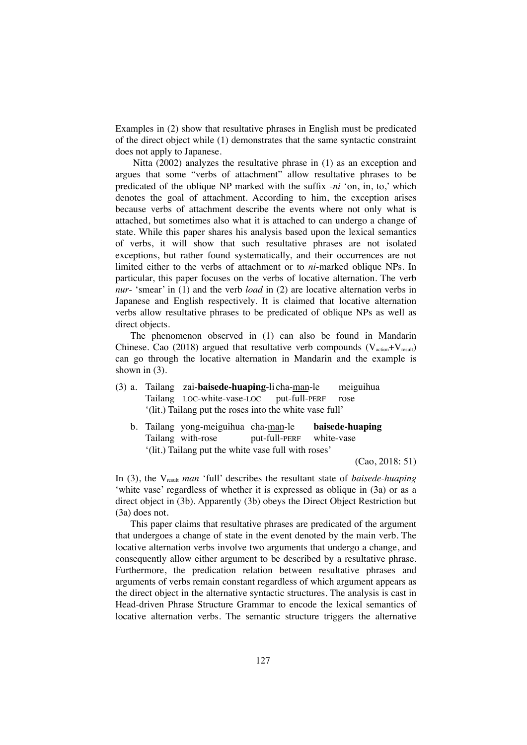Examples in (2) show that resultative phrases in English must be predicated of the direct object while (1) demonstrates that the same syntactic constraint does not apply to Japanese.

Nitta (2002) analyzes the resultative phrase in (1) as an exception and argues that some "verbs of attachment" allow resultative phrases to be predicated of the oblique NP marked with the suffix *-ni* 'on, in, to,' which denotes the goal of attachment. According to him, the exception arises because verbs of attachment describe the events where not only what is attached, but sometimes also what it is attached to can undergo a change of state. While this paper shares his analysis based upon the lexical semantics of verbs, it will show that such resultative phrases are not isolated exceptions, but rather found systematically, and their occurrences are not limited either to the verbs of attachment or to *ni*-marked oblique NPs. In particular, this paper focuses on the verbs of locative alternation. The verb *nur-* 'smear' in (1) and the verb *load* in (2) are locative alternation verbs in Japanese and English respectively. It is claimed that locative alternation verbs allow resultative phrases to be predicated of oblique NPs as well as direct objects.

The phenomenon observed in (1) can also be found in Mandarin Chinese. Cao (2018) argued that resultative verb compounds ($V_{action}$+$V_{result}$) can go through the locative alternation in Mandarin and the example is shown in (3).

(3) a. Tailang zai-**baisede-huaping**-li cha-<u>man</u>-le meiguihua
Tailang LOC-white-vase-LOC put-full-PERF rose
'(lit.) Tailang put the roses into the white vase full'

b. Tailang yong-meiguihua cha-<u>man</u>-le **baisede-huaping**
Tailang with-rose put-full-PERF white-vase
'(lit.) Tailang put the white vase full with roses'

(Cao, 2018: 51)

In (3), the $V_{result}$ *man* 'full' describes the resultant state of *baisede-huaping* 'white vase' regardless of whether it is expressed as oblique in (3a) or as a direct object in (3b). Apparently (3b) obeys the Direct Object Restriction but (3a) does not.

This paper claims that resultative phrases are predicated of the argument that undergoes a change of state in the event denoted by the main verb. The locative alternation verbs involve two arguments that undergo a change, and consequently allow either argument to be described by a resultative phrase. Furthermore, the predication relation between resultative phrases and arguments of verbs remain constant regardless of which argument appears as the direct object in the alternative syntactic structures. The analysis is cast in Head-driven Phrase Structure Grammar to encode the lexical semantics of locative alternation verbs. The semantic structure triggers the alternative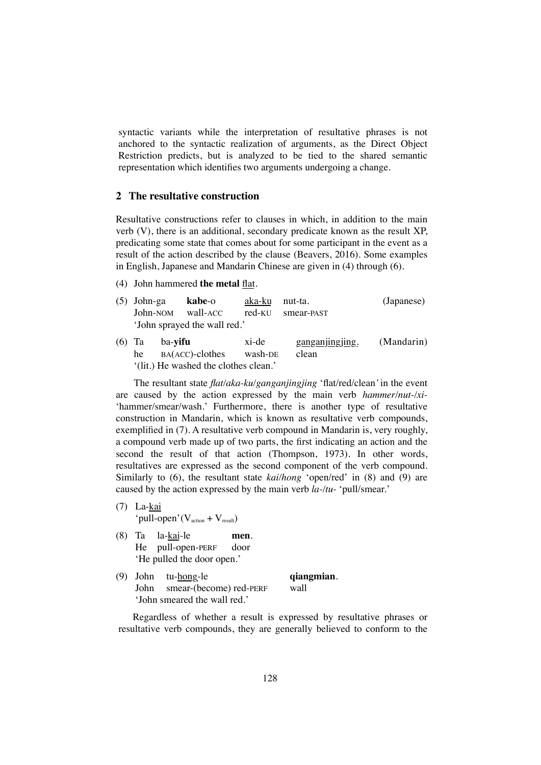syntactic variants while the interpretation of resultative phrases is not anchored to the syntactic realization of arguments, as the Direct Object Restriction predicts, but is analyzed to be tied to the shared semantic representation which identifies two arguments undergoing a change.

## 2 The resultative construction

Resultative constructions refer to clauses in which, in addition to the main verb (V), there is an additional, secondary predicate known as the result XP, predicating some state that comes about for some participant in the event as a result of the action described by the clause (Beavers, 2016). Some examples in English, Japanese and Mandarin Chinese are given in (4) through (6).

(4) John hammered **the metal** <u>flat</u>.

(5) John-ga **kabe**-o <u>aka-ku</u> nut-ta. (Japanese)
John-NOM wall-ACC red-KU smear-PAST
'John sprayed the wall red.'

(6) Ta ba-**yifu** xi-de <u>ganganjingjing</u>. (Mandarin)
he BA(ACC)-clothes wash-DE clean
'(lit.) He washed the clothes clean.'

The resultant state *flat*/*aka-ku*/*ganganjingjing* 'flat/red/clean' in the event are caused by the action expressed by the main verb *hammer*/*nut-*/*xi-* 'hammer/smear/wash.' Furthermore, there is another type of resultative construction in Mandarin, which is known as resultative verb compounds, exemplified in (7). A resultative verb compound in Mandarin is, very roughly, a compound verb made up of two parts, the first indicating an action and the second the result of that action (Thompson, 1973). In other words, resultatives are expressed as the second component of the verb compound. Similarly to (6), the resultant state *kai*/*hong* 'open/red' in (8) and (9) are caused by the action expressed by the main verb *la-*/*tu-* 'pull/smear.'

(7) La-<u>kai</u>
'pull-open' ($V_{action}$ + $V_{result}$)

(8) Ta la-<u>kai</u>-le **men**.
He pull-open-PERF door
'He pulled the door open.'

(9) John tu-<u>hong</u>-le **qiangmian**.
John smear-(become) red-PERF wall
'John smeared the wall red.'

Regardless of whether a result is expressed by resultative phrases or resultative verb compounds, they are generally believed to conform to the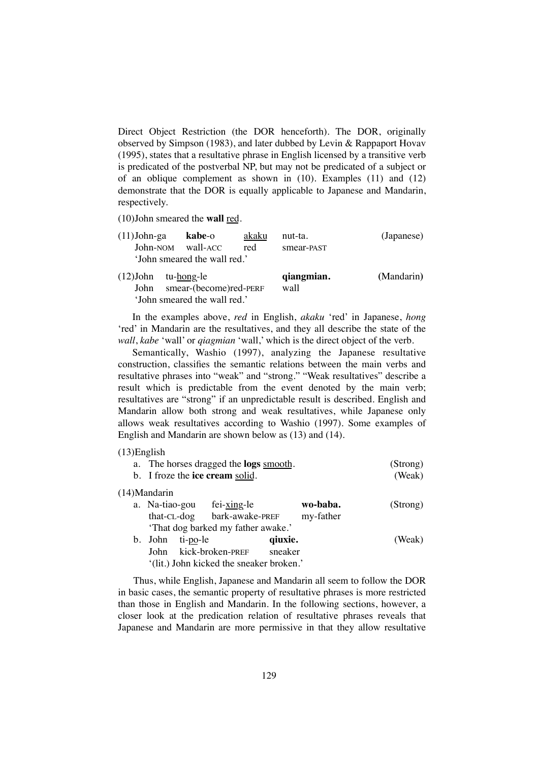Direct Object Restriction (the DOR henceforth). The DOR, originally observed by Simpson (1983), and later dubbed by Levin & Rappaport Hovav (1995), states that a resultative phrase in English licensed by a transitive verb is predicated of the postverbal NP, but may not be predicated of a subject or of an oblique complement as shown in (10). Examples (11) and (12) demonstrate that the DOR is equally applicable to Japanese and Mandarin, respectively.

(10) John smeared the **wall** <u>red</u>.

(11) John-ga **kabe**-o <u>akaku</u> nut-ta. (Japanese)
  John-NOM wall-ACC red smear-PAST
  'John smeared the wall red.'

(12) John tu-<u>hong</u>-le **qiangmian.** (Mandarin)
  John smear-(become)red-PERF wall
  'John smeared the wall red.'

In the examples above, *red* in English, *akaku* 'red' in Japanese, *hong* 'red' in Mandarin are the resultatives, and they all describe the state of the *wall*, *kabe* 'wall' or *qiagmian* 'wall,' which is the direct object of the verb.

Semantically, Washio (1997), analyzing the Japanese resultative construction, classifies the semantic relations between the main verbs and resultative phrases into "weak" and "strong." "Weak resultatives" describe a result which is predictable from the event denoted by the main verb; resultatives are "strong" if an unpredictable result is described. English and Mandarin allow both strong and weak resultatives, while Japanese only allows weak resultatives according to Washio (1997). Some examples of English and Mandarin are shown below as (13) and (14).

(13) English
  a. The horses dragged the **logs** <u>smooth</u>. (Strong)
  b. I froze the **ice cream** <u>solid</u>. (Weak)

(14) Mandarin
  a. Na-tiao-gou fei-<u>xing</u>-le **wo-baba.** (Strong)
   that-CL-dog bark-awake-PREF my-father
   'That dog barked my father awake.'
  b. John ti-<u>po</u>-le **qiuxie.** (Weak)
   John kick-broken-PREF sneaker
   '(lit.) John kicked the sneaker broken.'

Thus, while English, Japanese and Mandarin all seem to follow the DOR in basic cases, the semantic property of resultative phrases is more restricted than those in English and Mandarin. In the following sections, however, a closer look at the predication relation of resultative phrases reveals that Japanese and Mandarin are more permissive in that they allow resultative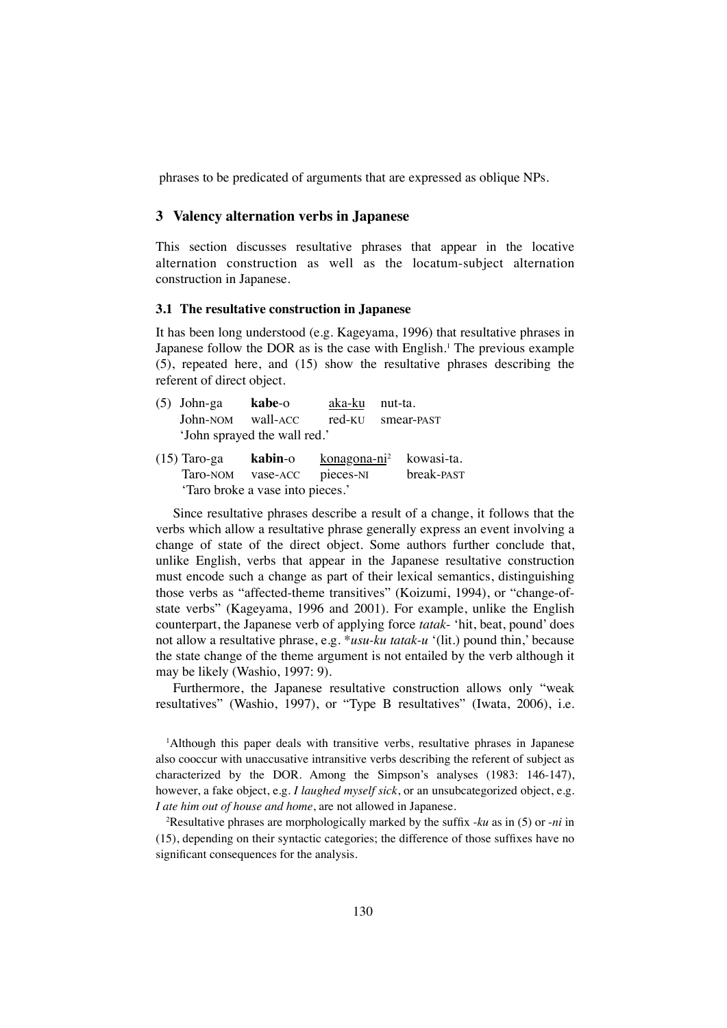phrases to be predicated of arguments that are expressed as oblique NPs.

## 3 Valency alternation verbs in Japanese

This section discusses resultative phrases that appear in the locative alternation construction as well as the locatum-subject alternation construction in Japanese.

### 3.1 The resultative construction in Japanese

It has been long understood (e.g. Kageyama, 1996) that resultative phrases in Japanese follow the DOR as is the case with English.[1] The previous example (5), repeated here, and (15) show the resultative phrases describing the referent of direct object.

(5) John-ga **kabe**-o <u>aka-ku</u> nut-ta.
John-NOM wall-ACC red-KU smear-PAST
'John sprayed the wall red.'

(15) Taro-ga **kabin**-o <u>konagona-ni</u>[2] kowasi-ta.
Taro-NOM vase-ACC pieces-NI break-PAST
'Taro broke a vase into pieces.'

Since resultative phrases describe a result of a change, it follows that the verbs which allow a resultative phrase generally express an event involving a change of state of the direct object. Some authors further conclude that, unlike English, verbs that appear in the Japanese resultative construction must encode such a change as part of their lexical semantics, distinguishing those verbs as "affected-theme transitives" (Koizumi, 1994), or "change-of-state verbs" (Kageyama, 1996 and 2001). For example, unlike the English counterpart, the Japanese verb of applying force *tatak-* 'hit, beat, pound' does not allow a resultative phrase, e.g. \**usu-ku tatak-u* '(lit.) pound thin,' because the state change of the theme argument is not entailed by the verb although it may be likely (Washio, 1997: 9).

Furthermore, the Japanese resultative construction allows only "weak resultatives" (Washio, 1997), or "Type B resultatives" (Iwata, 2006), i.e.

[1]Although this paper deals with transitive verbs, resultative phrases in Japanese also cooccur with unaccusative intransitive verbs describing the referent of subject as characterized by the DOR. Among the Simpson's analyses (1983: 146-147), however, a fake object, e.g. *I laughed myself sick*, or an unsubcategorized object, e.g. *I ate him out of house and home*, are not allowed in Japanese.

[2]Resultative phrases are morphologically marked by the suffix *-ku* as in (5) or *-ni* in (15), depending on their syntactic categories; the difference of those suffixes have no significant consequences for the analysis.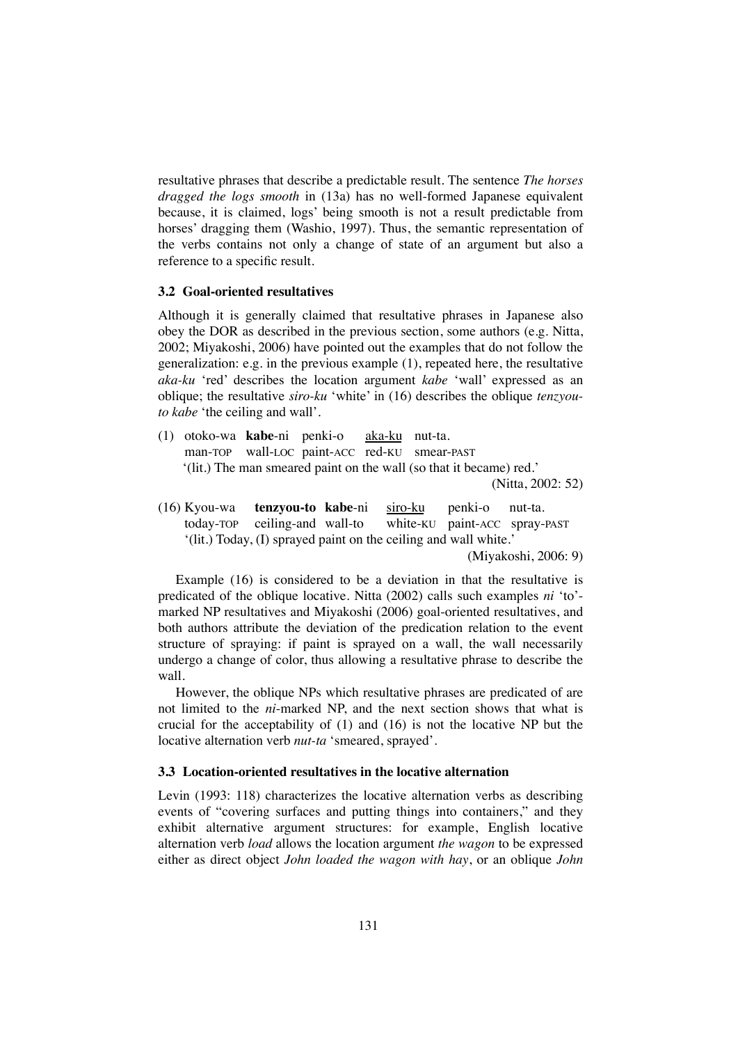resultative phrases that describe a predictable result. The sentence *The horses dragged the logs smooth* in (13a) has no well-formed Japanese equivalent because, it is claimed, logs' being smooth is not a result predictable from horses' dragging them (Washio, 1997). Thus, the semantic representation of the verbs contains not only a change of state of an argument but also a reference to a specific result.

### 3.2 Goal-oriented resultatives

Although it is generally claimed that resultative phrases in Japanese also obey the DOR as described in the previous section, some authors (e.g. Nitta, 2002; Miyakoshi, 2006) have pointed out the examples that do not follow the generalization: e.g. in the previous example (1), repeated here, the resultative *aka-ku* 'red' describes the location argument *kabe* 'wall' expressed as an oblique; the resultative *siro-ku* 'white' in (16) describes the oblique *tenzyou-to kabe* 'the ceiling and wall'.

(1) otoko-wa **kabe**-ni penki-o <u>aka-ku</u> nut-ta.
    man-TOP wall-LOC paint-ACC red-KU smear-PAST
    '(lit.) The man smeared paint on the wall (so that it became) red.'
    (Nitta, 2002: 52)

(16) Kyou-wa **tenzyou-to kabe**-ni <u>siro-ku</u> penki-o nut-ta.
    today-TOP ceiling-and wall-to white-KU paint-ACC spray-PAST
    '(lit.) Today, (I) sprayed paint on the ceiling and wall white.'
    (Miyakoshi, 2006: 9)

Example (16) is considered to be a deviation in that the resultative is predicated of the oblique locative. Nitta (2002) calls such examples *ni* 'to'-marked NP resultatives and Miyakoshi (2006) goal-oriented resultatives, and both authors attribute the deviation of the predication relation to the event structure of spraying: if paint is sprayed on a wall, the wall necessarily undergo a change of color, thus allowing a resultative phrase to describe the wall.

However, the oblique NPs which resultative phrases are predicated of are not limited to the *ni*-marked NP, and the next section shows that what is crucial for the acceptability of (1) and (16) is not the locative NP but the locative alternation verb *nut-ta* 'smeared, sprayed'.

### 3.3 Location-oriented resultatives in the locative alternation

Levin (1993: 118) characterizes the locative alternation verbs as describing events of "covering surfaces and putting things into containers," and they exhibit alternative argument structures: for example, English locative alternation verb *load* allows the location argument *the wagon* to be expressed either as direct object *John loaded the wagon with hay*, or an oblique *John*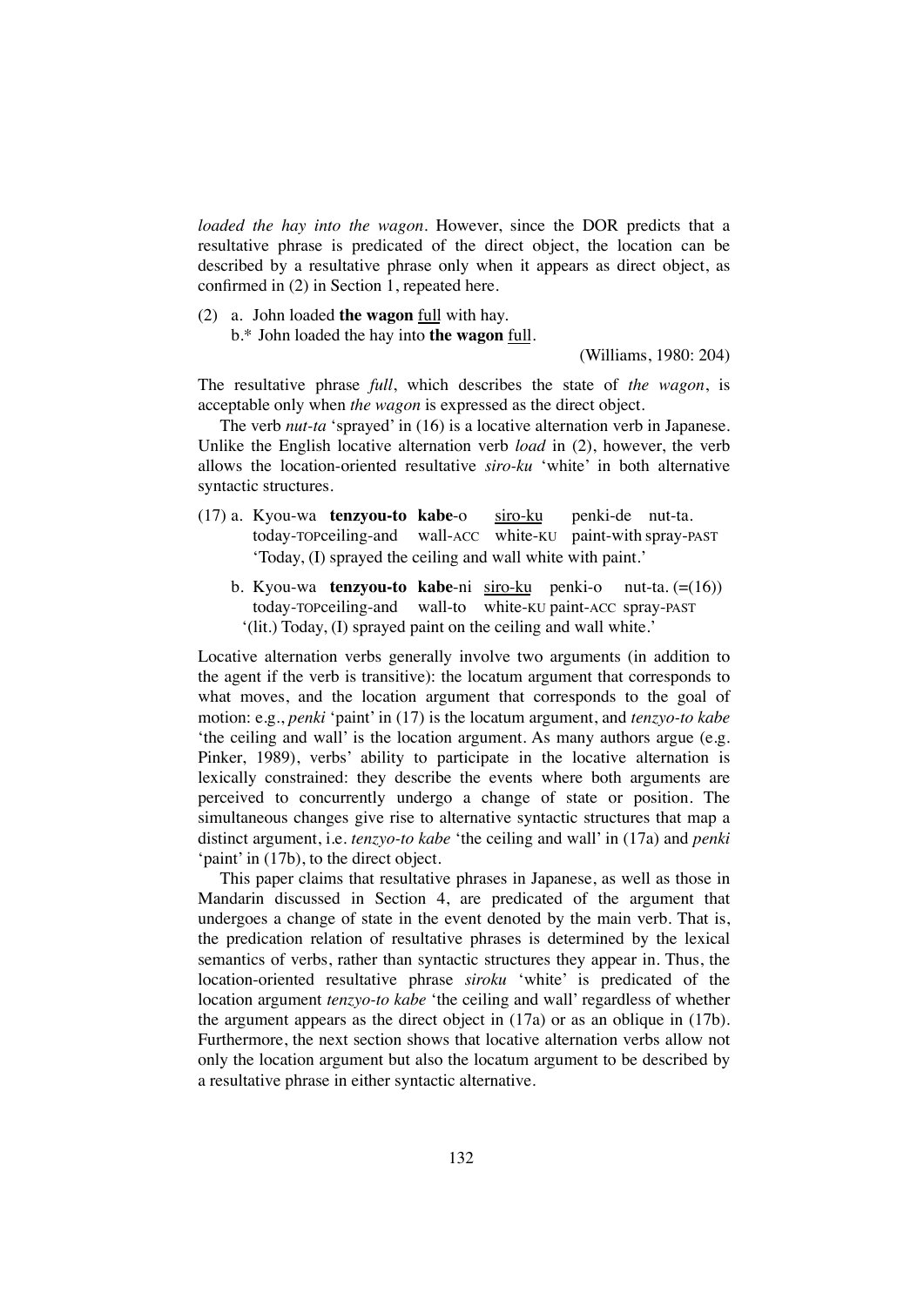*loaded the hay into the wagon*. However, since the DOR predicts that a resultative phrase is predicated of the direct object, the location can be described by a resultative phrase only when it appears as direct object, as confirmed in (2) in Section 1, repeated here.

(2) a. John loaded **the wagon** <u>full</u> with hay.
   b.* John loaded the hay into **the wagon** <u>full</u>.

(Williams, 1980: 204)

The resultative phrase *full*, which describes the state of *the wagon*, is acceptable only when *the wagon* is expressed as the direct object.

The verb *nut-ta* 'sprayed' in (16) is a locative alternation verb in Japanese. Unlike the English locative alternation verb *load* in (2), however, the verb allows the location-oriented resultative *siro-ku* 'white' in both alternative syntactic structures.

(17) a. Kyou-wa **tenzyou-to kabe**-o <u>siro-ku</u> penki-de nut-ta.
   today-TOPceiling-and wall-ACC white-KU paint-with spray-PAST
   'Today, (I) sprayed the ceiling and wall white with paint.'

   b. Kyou-wa **tenzyou-to kabe**-ni <u>siro-ku</u> penki-o nut-ta. (=(16))
   today-TOPceiling-and wall-to white-KU paint-ACC spray-PAST
   '(lit.) Today, (I) sprayed paint on the ceiling and wall white.'

Locative alternation verbs generally involve two arguments (in addition to the agent if the verb is transitive): the locatum argument that corresponds to what moves, and the location argument that corresponds to the goal of motion: e.g., *penki* 'paint' in (17) is the locatum argument, and *tenzyo-to kabe* 'the ceiling and wall' is the location argument. As many authors argue (e.g. Pinker, 1989), verbs' ability to participate in the locative alternation is lexically constrained: they describe the events where both arguments are perceived to concurrently undergo a change of state or position. The simultaneous changes give rise to alternative syntactic structures that map a distinct argument, i.e. *tenzyo-to kabe* 'the ceiling and wall' in (17a) and *penki* 'paint' in (17b), to the direct object.

This paper claims that resultative phrases in Japanese, as well as those in Mandarin discussed in Section 4, are predicated of the argument that undergoes a change of state in the event denoted by the main verb. That is, the predication relation of resultative phrases is determined by the lexical semantics of verbs, rather than syntactic structures they appear in. Thus, the location-oriented resultative phrase *siroku* 'white' is predicated of the location argument *tenzyo-to kabe* 'the ceiling and wall' regardless of whether the argument appears as the direct object in (17a) or as an oblique in (17b). Furthermore, the next section shows that locative alternation verbs allow not only the location argument but also the locatum argument to be described by a resultative phrase in either syntactic alternative.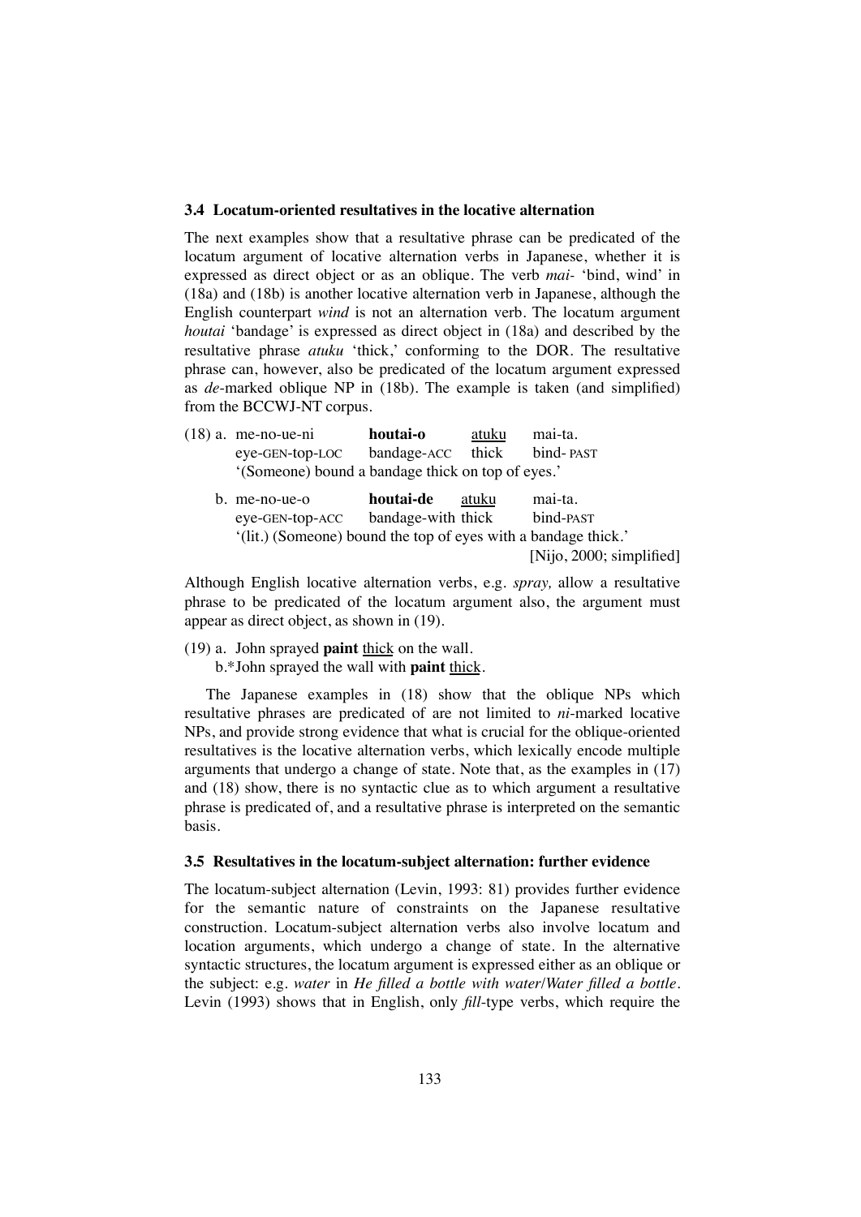### 3.4 Locatum-oriented resultatives in the locative alternation

The next examples show that a resultative phrase can be predicated of the locatum argument of locative alternation verbs in Japanese, whether it is expressed as direct object or as an oblique. The verb *mai-* 'bind, wind' in (18a) and (18b) is another locative alternation verb in Japanese, although the English counterpart *wind* is not an alternation verb. The locatum argument *houtai* 'bandage' is expressed as direct object in (18a) and described by the resultative phrase *atuku* 'thick,' conforming to the DOR. The resultative phrase can, however, also be predicated of the locatum argument expressed as *de*-marked oblique NP in (18b). The example is taken (and simplified) from the BCCWJ-NT corpus.

(18) a. me-no-ue-ni **houtai-o** <u>atuku</u> mai-ta.
eye-GEN-top-LOC bandage-ACC thick bind- PAST
'(Someone) bound a bandage thick on top of eyes.'

b. me-no-ue-o **houtai-de** <u>atuku</u> mai-ta.
eye-GEN-top-ACC bandage-with thick bind-PAST
'(lit.) (Someone) bound the top of eyes with a bandage thick.'
[Nijo, 2000; simplified]

Although English locative alternation verbs, e.g. *spray,* allow a resultative phrase to be predicated of the locatum argument also, the argument must appear as direct object, as shown in (19).

(19) a. John sprayed **paint** <u>thick</u> on the wall.
b.*John sprayed the wall with **paint** <u>thick</u>.

The Japanese examples in (18) show that the oblique NPs which resultative phrases are predicated of are not limited to *ni*-marked locative NPs, and provide strong evidence that what is crucial for the oblique-oriented resultatives is the locative alternation verbs, which lexically encode multiple arguments that undergo a change of state. Note that, as the examples in (17) and (18) show, there is no syntactic clue as to which argument a resultative phrase is predicated of, and a resultative phrase is interpreted on the semantic basis.

### 3.5 Resultatives in the locatum-subject alternation: further evidence

The locatum-subject alternation (Levin, 1993: 81) provides further evidence for the semantic nature of constraints on the Japanese resultative construction. Locatum-subject alternation verbs also involve locatum and location arguments, which undergo a change of state. In the alternative syntactic structures, the locatum argument is expressed either as an oblique or the subject: e.g. *water* in *He filled a bottle with water*/*Water filled a bottle*. Levin (1993) shows that in English, only *fill*-type verbs, which require the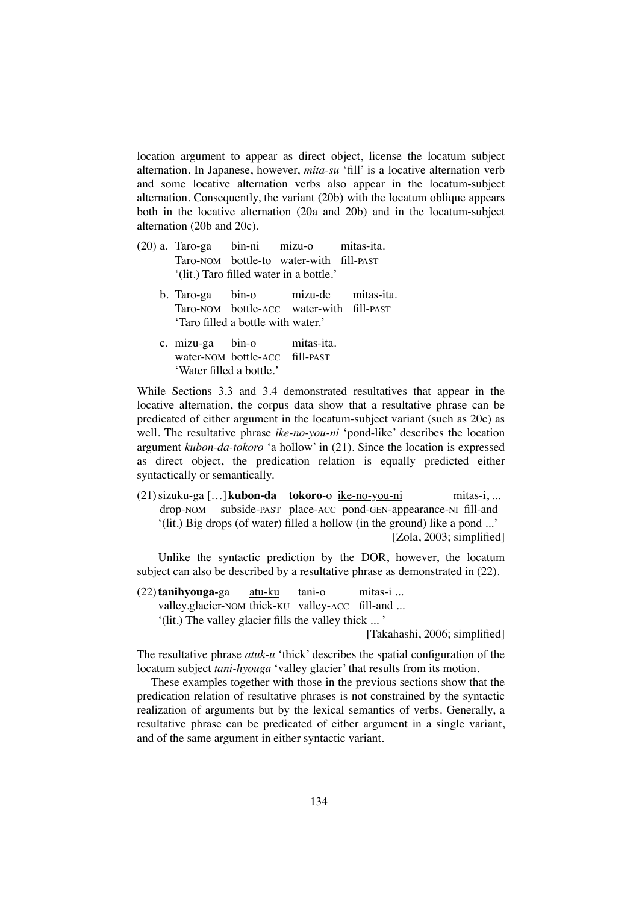location argument to appear as direct object, license the locatum subject alternation. In Japanese, however, *mita-su* 'fill' is a locative alternation verb and some locative alternation verbs also appear in the locatum-subject alternation. Consequently, the variant (20b) with the locatum oblique appears both in the locative alternation (20a and 20b) and in the locatum-subject alternation (20b and 20c).

(20) a. Taro-ga bin-ni mizu-o mitas-ita.
Taro-NOM bottle-to water-with fill-PAST
'(lit.) Taro filled water in a bottle.'

b. Taro-ga bin-o mizu-de mitas-ita.
Taro-NOM bottle-ACC water-with fill-PAST
'Taro filled a bottle with water.'

c. mizu-ga bin-o mitas-ita.
water-NOM bottle-ACC fill-PAST
'Water filled a bottle.'

While Sections 3.3 and 3.4 demonstrated resultatives that appear in the locative alternation, the corpus data show that a resultative phrase can be predicated of either argument in the locatum-subject variant (such as 20c) as well. The resultative phrase *ike-no-you-ni* 'pond-like' describes the location argument *kubon-da-tokoro* 'a hollow' in (21). Since the location is expressed as direct object, the predication relation is equally predicted either syntactically or semantically.

(21) sizuku-ga […] **kubon-da tokoro**-o <u>ike-no-you-ni</u> mitas-i, ...
drop-NOM subside-PAST place-ACC pond-GEN-appearance-NI fill-and
'(lit.) Big drops (of water) filled a hollow (in the ground) like a pond ...'
[Zola, 2003; simplified]

Unlike the syntactic prediction by the DOR, however, the locatum subject can also be described by a resultative phrase as demonstrated in (22).

(22) **tanihyouga-**ga <u>atu-ku</u> tani-o mitas-i ...
valley.glacier-NOM thick-KU valley-ACC fill-and ...
'(lit.) The valley glacier fills the valley thick ... '
[Takahashi, 2006; simplified]

The resultative phrase *atuk-u* 'thick' describes the spatial configuration of the locatum subject *tani-hyouga* 'valley glacier' that results from its motion.

These examples together with those in the previous sections show that the predication relation of resultative phrases is not constrained by the syntactic realization of arguments but by the lexical semantics of verbs. Generally, a resultative phrase can be predicated of either argument in a single variant, and of the same argument in either syntactic variant.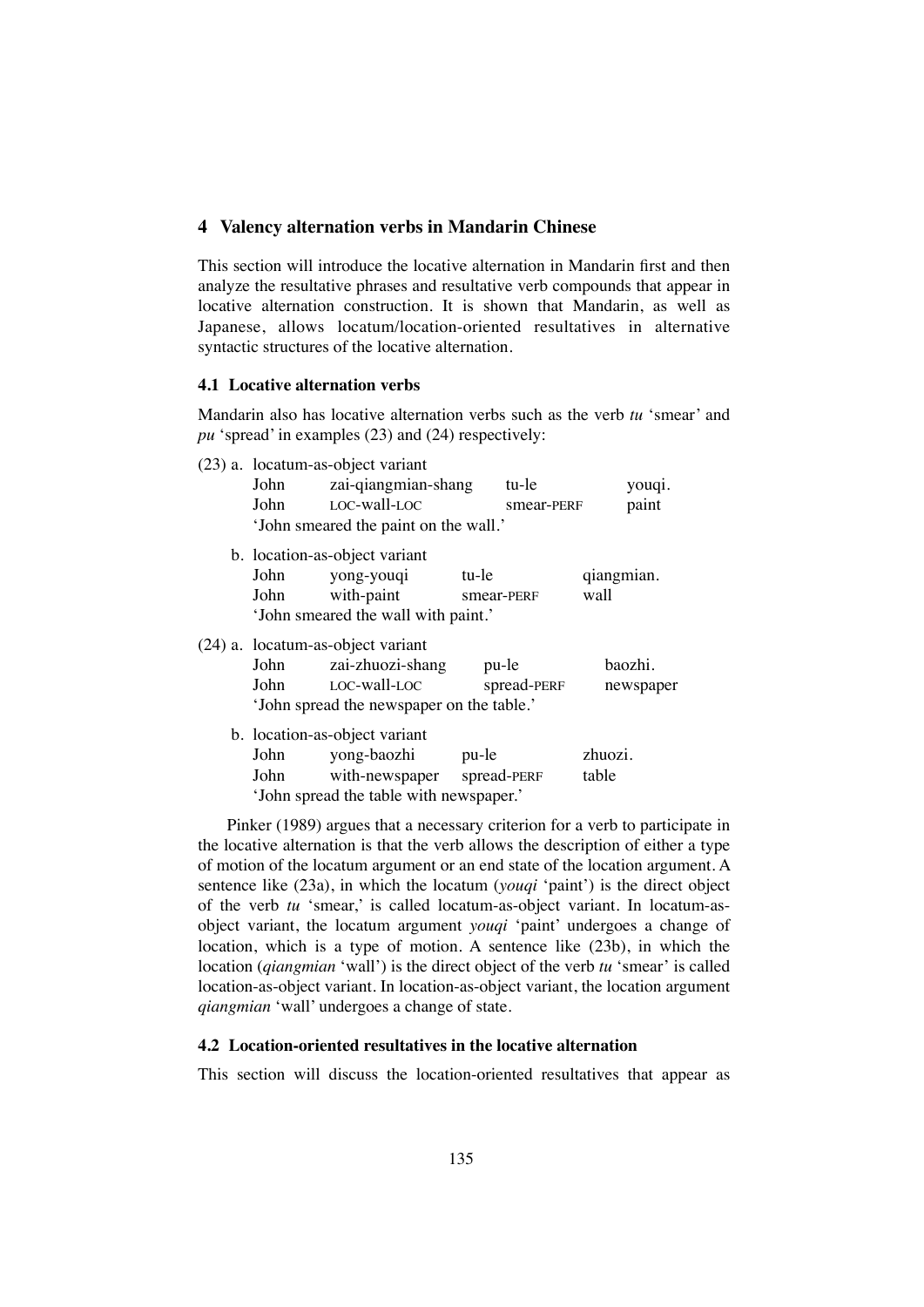## 4 Valency alternation verbs in Mandarin Chinese

This section will introduce the locative alternation in Mandarin first and then analyze the resultative phrases and resultative verb compounds that appear in locative alternation construction. It is shown that Mandarin, as well as Japanese, allows locatum/location-oriented resultatives in alternative syntactic structures of the locative alternation.

### 4.1 Locative alternation verbs

Mandarin also has locative alternation verbs such as the verb *tu* 'smear' and *pu* 'spread' in examples (23) and (24) respectively:

(23) a. locatum-as-object variant

| | | | |
|---|---|---|---|
| John | zai-qiangmian-shang | tu-le | youqi. |
| John | LOC-wall-LOC | smear-PERF | paint |

'John smeared the paint on the wall.'

b. location-as-object variant

| | | | |
|---|---|---|---|
| John | yong-youqi | tu-le | qiangmian. |
| John | with-paint | smear-PERF | wall |

'John smeared the wall with paint.'

(24) a. locatum-as-object variant

| | | | |
|---|---|---|---|
| John | zai-zhuozi-shang | pu-le | baozhi. |
| John | LOC-wall-LOC | spread-PERF | newspaper |

'John spread the newspaper on the table.'

b. location-as-object variant

| | | | |
|---|---|---|---|
| John | yong-baozhi | pu-le | zhuozi. |
| John | with-newspaper | spread-PERF | table |

'John spread the table with newspaper.'

Pinker (1989) argues that a necessary criterion for a verb to participate in the locative alternation is that the verb allows the description of either a type of motion of the locatum argument or an end state of the location argument. A sentence like (23a), in which the locatum (*youqi* 'paint') is the direct object of the verb *tu* 'smear,' is called locatum-as-object variant. In locatum-as-object variant, the locatum argument *youqi* 'paint' undergoes a change of location, which is a type of motion. A sentence like (23b), in which the location (*qiangmian* 'wall') is the direct object of the verb *tu* 'smear' is called location-as-object variant. In location-as-object variant, the location argument *qiangmian* 'wall' undergoes a change of state.

### 4.2 Location-oriented resultatives in the locative alternation

This section will discuss the location-oriented resultatives that appear as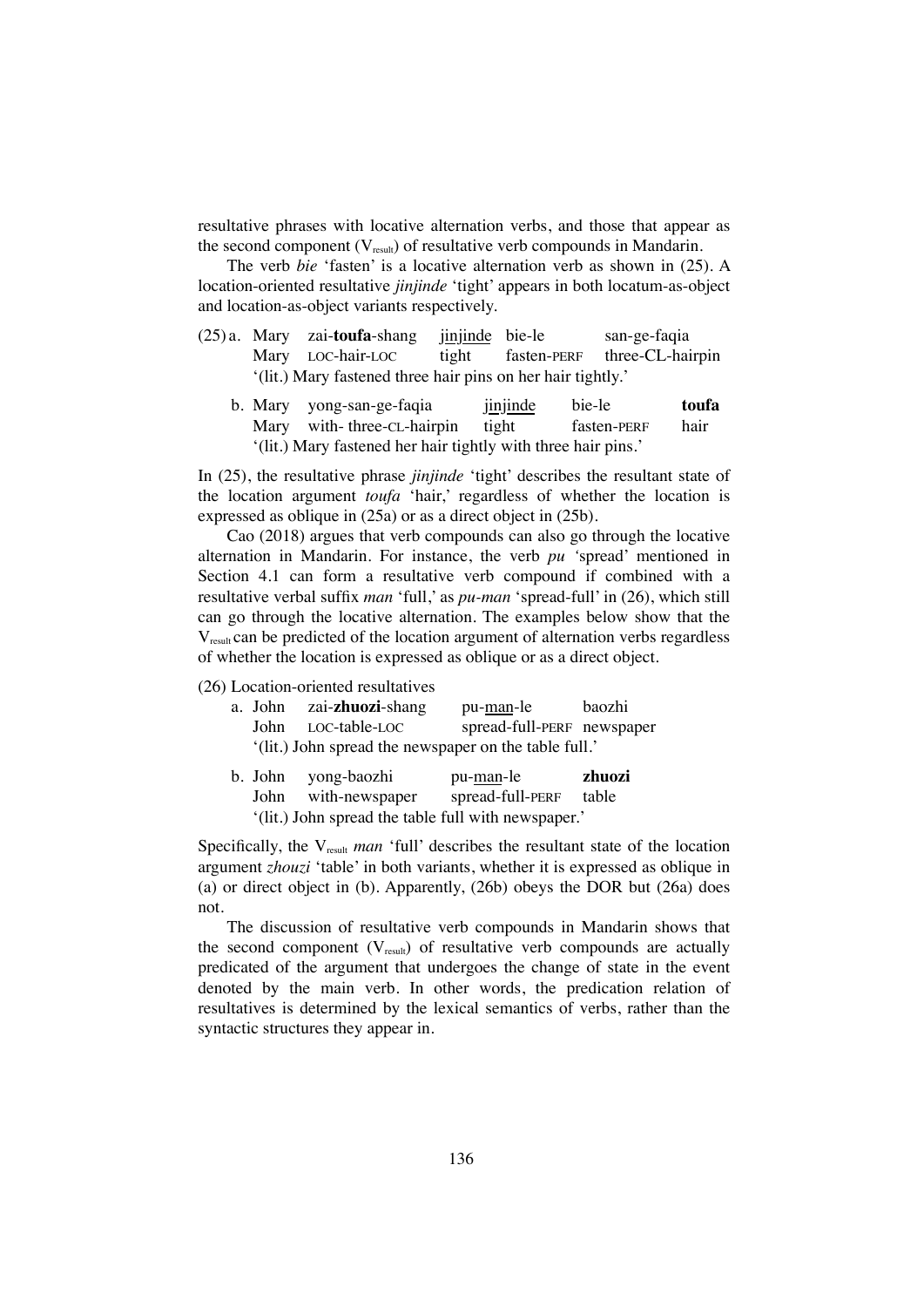resultative phrases with locative alternation verbs, and those that appear as the second component ($V_{result}$) of resultative verb compounds in Mandarin.

The verb *bie* 'fasten' is a locative alternation verb as shown in (25). A location-oriented resultative *jinjinde* 'tight' appears in both locatum-as-object and location-as-object variants respectively.

(25) a. Mary zai-**toufa**-shang <u>jinjinde</u> bie-le san-ge-faqia
Mary LOC-hair-LOC tight fasten-PERF three-CL-hairpin
'(lit.) Mary fastened three hair pins on her hair tightly.'

b. Mary yong-san-ge-faqia <u>jinjinde</u> bie-le **toufa**
Mary with- three-CL-hairpin tight fasten-PERF hair
'(lit.) Mary fastened her hair tightly with three hair pins.'

In (25), the resultative phrase *jinjinde* 'tight' describes the resultant state of the location argument *toufa* 'hair,' regardless of whether the location is expressed as oblique in (25a) or as a direct object in (25b).

Cao (2018) argues that verb compounds can also go through the locative alternation in Mandarin. For instance, the verb *pu* 'spread' mentioned in Section 4.1 can form a resultative verb compound if combined with a resultative verbal suffix *man* 'full,' as *pu-man* 'spread-full' in (26), which still can go through the locative alternation. The examples below show that the $V_{result}$ can be predicted of the location argument of alternation verbs regardless of whether the location is expressed as oblique or as a direct object.

(26) Location-oriented resultatives

a. John zai-**zhuozi**-shang pu-<u>man</u>-le baozhi
John LOC-table-LOC spread-full-PERF newspaper
'(lit.) John spread the newspaper on the table full.'

b. John yong-baozhi pu-<u>man</u>-le **zhuozi**
John with-newspaper spread-full-PERF table
'(lit.) John spread the table full with newspaper.'

Specifically, the $V_{result}$ *man* 'full' describes the resultant state of the location argument *zhouzi* 'table' in both variants, whether it is expressed as oblique in (a) or direct object in (b). Apparently, (26b) obeys the DOR but (26a) does not.

The discussion of resultative verb compounds in Mandarin shows that the second component ($V_{result}$) of resultative verb compounds are actually predicated of the argument that undergoes the change of state in the event denoted by the main verb. In other words, the predication relation of resultatives is determined by the lexical semantics of verbs, rather than the syntactic structures they appear in.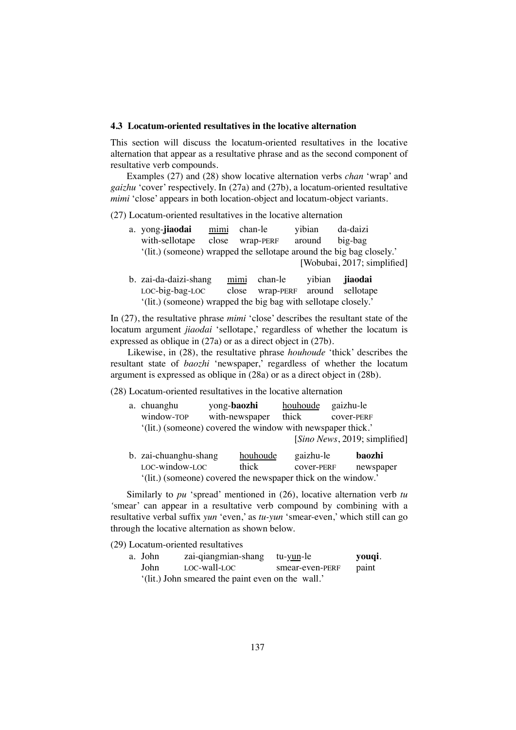### 4.3 Locatum-oriented resultatives in the locative alternation

This section will discuss the locatum-oriented resultatives in the locative alternation that appear as a resultative phrase and as the second component of resultative verb compounds.

Examples (27) and (28) show locative alternation verbs *chan* 'wrap' and *gaizhu* 'cover' respectively. In (27a) and (27b), a locatum-oriented resultative *mimi* 'close' appears in both location-object and locatum-object variants.

(27) Locatum-oriented resultatives in the locative alternation

a. yong-**jiaodai** <u>mimi</u> chan-le yibian da-daizi
   with-sellotape close wrap-PERF around big-bag
   '(lit.) (someone) wrapped the sellotape around the big bag closely.'
   [Wobubai, 2017; simplified]

b. zai-da-daizi-shang <u>mimi</u> chan-le yibian **jiaodai**
   LOC-big-bag-LOC close wrap-PERF around sellotape
   '(lit.) (someone) wrapped the big bag with sellotape closely.'

In (27), the resultative phrase *mimi* 'close' describes the resultant state of the locatum argument *jiaodai* 'sellotape,' regardless of whether the locatum is expressed as oblique in (27a) or as a direct object in (27b).

Likewise, in (28), the resultative phrase *houhoude* 'thick' describes the resultant state of *baozhi* 'newspaper,' regardless of whether the locatum argument is expressed as oblique in (28a) or as a direct object in (28b).

(28) Locatum-oriented resultatives in the locative alternation

a. chuanghu yong-**baozhi** <u>houhoude</u> gaizhu-le
   window-TOP with-newspaper thick cover-PERF
   '(lit.) (someone) covered the window with newspaper thick.'
   [*Sino News*, 2019; simplified]

b. zai-chuanghu-shang <u>houhoude</u> gaizhu-le **baozhi**
   LOC-window-LOC thick cover-PERF newspaper
   '(lit.) (someone) covered the newspaper thick on the window.'

Similarly to *pu* 'spread' mentioned in (26), locative alternation verb *tu* 'smear' can appear in a resultative verb compound by combining with a resultative verbal suffix *yun* 'even,' as *tu-yun* 'smear-even,' which still can go through the locative alternation as shown below.

(29) Locatum-oriented resultatives

a. John zai-qiangmian-shang tu-<u>yun</u>-le **youqi**.
   John LOC-wall-LOC smear-even-PERF paint
   '(lit.) John smeared the paint even on the wall.'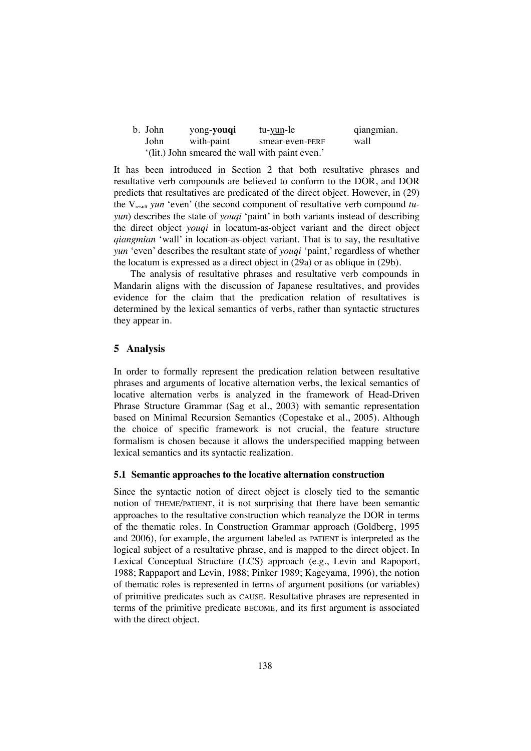b. John yong-**youqi** tu-<u>yun</u>-le qiangmian.
   John with-paint smear-even-PERF wall
   '(lit.) John smeared the wall with paint even.'

It has been introduced in Section 2 that both resultative phrases and resultative verb compounds are believed to conform to the DOR, and DOR predicts that resultatives are predicated of the direct object. However, in (29) the $V_{result}$ *yun* 'even' (the second component of resultative verb compound *tu-yun*) describes the state of *youqi* 'paint' in both variants instead of describing the direct object *youqi* in locatum-as-object variant and the direct object *qiangmian* 'wall' in location-as-object variant. That is to say, the resultative *yun* 'even' describes the resultant state of *youqi* 'paint,' regardless of whether the locatum is expressed as a direct object in (29a) or as oblique in (29b).

The analysis of resultative phrases and resultative verb compounds in Mandarin aligns with the discussion of Japanese resultatives, and provides evidence for the claim that the predication relation of resultatives is determined by the lexical semantics of verbs, rather than syntactic structures they appear in.

## 5 Analysis

In order to formally represent the predication relation between resultative phrases and arguments of locative alternation verbs, the lexical semantics of locative alternation verbs is analyzed in the framework of Head-Driven Phrase Structure Grammar (Sag et al., 2003) with semantic representation based on Minimal Recursion Semantics (Copestake et al., 2005). Although the choice of specific framework is not crucial, the feature structure formalism is chosen because it allows the underspecified mapping between lexical semantics and its syntactic realization.

### 5.1 Semantic approaches to the locative alternation construction

Since the syntactic notion of direct object is closely tied to the semantic notion of THEME/PATIENT, it is not surprising that there have been semantic approaches to the resultative construction which reanalyze the DOR in terms of the thematic roles. In Construction Grammar approach (Goldberg, 1995 and 2006), for example, the argument labeled as PATIENT is interpreted as the logical subject of a resultative phrase, and is mapped to the direct object. In Lexical Conceptual Structure (LCS) approach (e.g., Levin and Rapoport, 1988; Rappaport and Levin, 1988; Pinker 1989; Kageyama, 1996), the notion of thematic roles is represented in terms of argument positions (or variables) of primitive predicates such as CAUSE. Resultative phrases are represented in terms of the primitive predicate BECOME, and its first argument is associated with the direct object.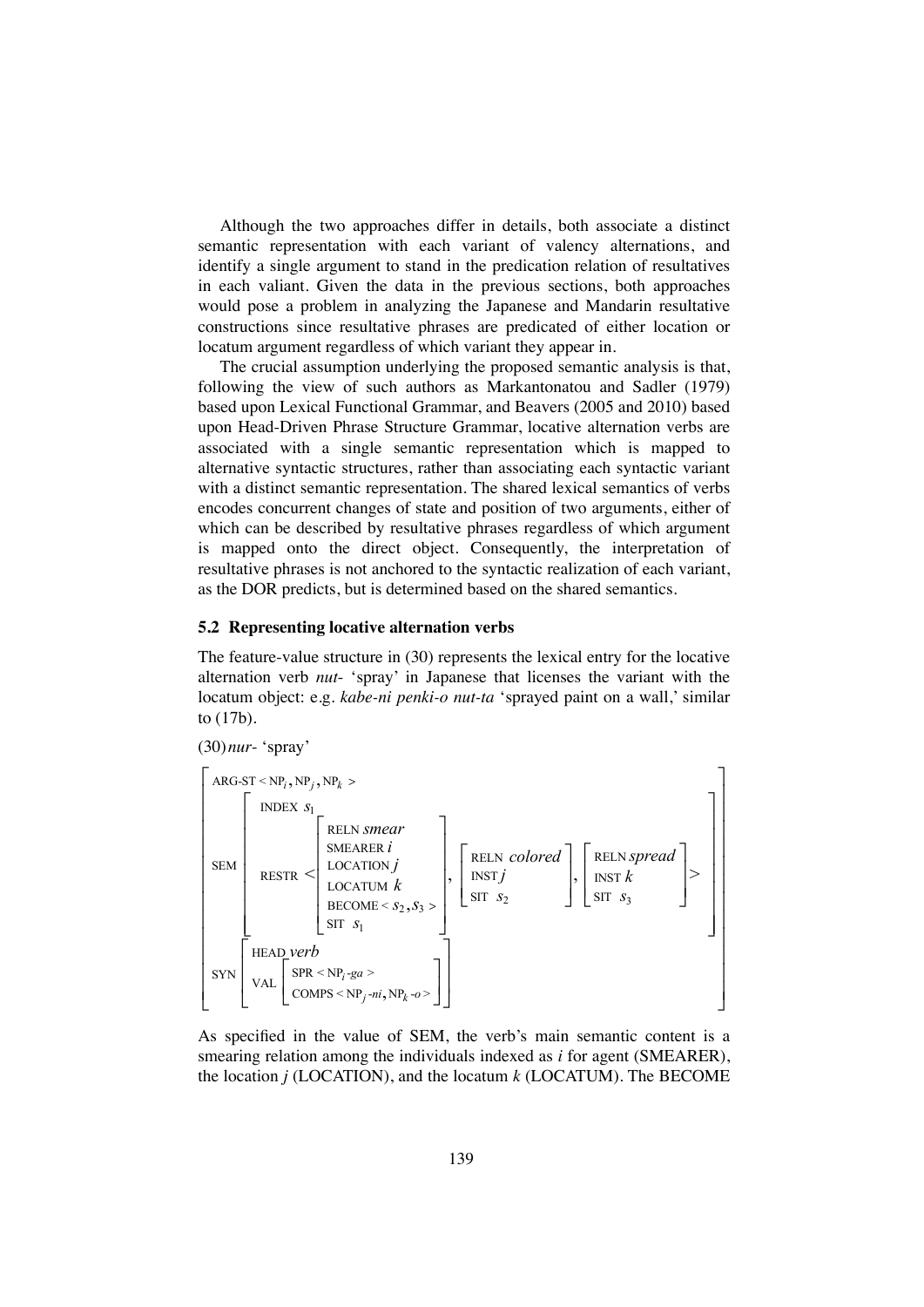Although the two approaches differ in details, both associate a distinct semantic representation with each variant of valency alternations, and identify a single argument to stand in the predication relation of resultatives in each valiant. Given the data in the previous sections, both approaches would pose a problem in analyzing the Japanese and Mandarin resultative constructions since resultative phrases are predicated of either location or locatum argument regardless of which variant they appear in.

The crucial assumption underlying the proposed semantic analysis is that, following the view of such authors as Markantonatou and Sadler (1979) based upon Lexical Functional Grammar, and Beavers (2005 and 2010) based upon Head-Driven Phrase Structure Grammar, locative alternation verbs are associated with a single semantic representation which is mapped to alternative syntactic structures, rather than associating each syntactic variant with a distinct semantic representation. The shared lexical semantics of verbs encodes concurrent changes of state and position of two arguments, either of which can be described by resultative phrases regardless of which argument is mapped onto the direct object. Consequently, the interpretation of resultative phrases is not anchored to the syntactic realization of each variant, as the DOR predicts, but is determined based on the shared semantics.

### 5.2 Representing locative alternation verbs

The feature-value structure in (30) represents the lexical entry for the locative alternation verb *nut-* 'spray' in Japanese that licenses the variant with the locatum object: e.g. *kabe-ni penki-o nut-ta* 'sprayed paint on a wall,' similar to (17b).

(30) *nur-* 'spray'

$$
\begin{bmatrix}
\text{ARG-ST} < \text{NP}_i, \text{NP}_j, \text{NP}_k > \\
\text{SEM} \begin{bmatrix}
\text{INDEX } s_1 \\
\text{RESTR} < \begin{bmatrix}
\text{RELN } \textit{smear} \\
\text{SMEARER } i \\
\text{LOCATION } j \\
\text{LOCATUM } k \\
\text{BECOME} < s_2, s_3 > \\
\text{SIT } s_1
\end{bmatrix}, \begin{bmatrix}
\text{RELN } \textit{colored} \\
\text{INST } j \\
\text{SIT } s_2
\end{bmatrix}, \begin{bmatrix}
\text{RELN } \textit{spread} \\
\text{INST } k \\
\text{SIT } s_3
\end{bmatrix} >
\end{bmatrix} \\
\text{SYN} \begin{bmatrix}
\text{HEAD } \textit{verb} \\
\text{VAL} \begin{bmatrix}
\text{SPR} < \text{NP}_i\textit{-ga} > \\
\text{COMPS} < \text{NP}_j\textit{-ni}, \text{NP}_k\textit{-o} >
\end{bmatrix}
\end{bmatrix}
\end{bmatrix}
$$

As specified in the value of SEM, the verb's main semantic content is a smearing relation among the individuals indexed as *i* for agent (SMEARER), the location *j* (LOCATION), and the locatum *k* (LOCATUM). The BECOME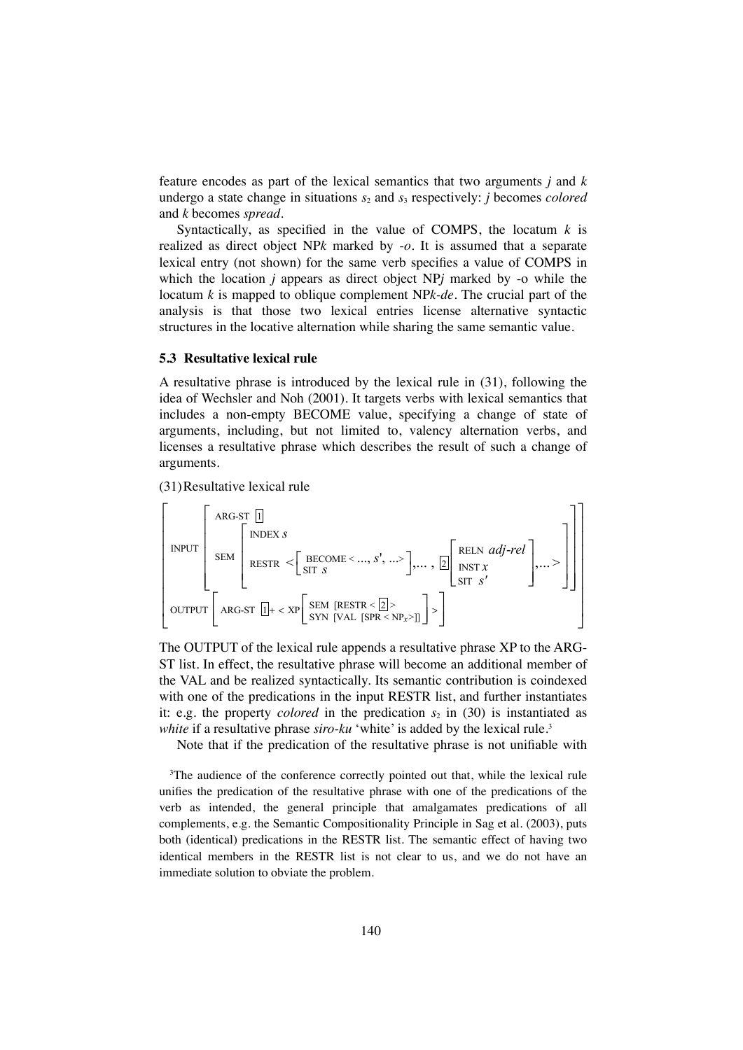feature encodes as part of the lexical semantics that two arguments $j$ and $k$ undergo a state change in situations $s_2$ and $s_3$ respectively: $j$ becomes *colored* and $k$ becomes *spread*.

Syntactically, as specified in the value of COMPS, the locatum $k$ is realized as direct object NP$k$ marked by *-o*. It is assumed that a separate lexical entry (not shown) for the same verb specifies a value of COMPS in which the location $j$ appears as direct object NP$j$ marked by -o while the locatum $k$ is mapped to oblique complement NP$k$*-de*. The crucial part of the analysis is that those two lexical entries license alternative syntactic structures in the locative alternation while sharing the same semantic value.

### 5.3 Resultative lexical rule

A resultative phrase is introduced by the lexical rule in (31), following the idea of Wechsler and Noh (2001). It targets verbs with lexical semantics that includes a non-empty BECOME value, specifying a change of state of arguments, including, but not limited to, valency alternation verbs, and licenses a resultative phrase which describes the result of such a change of arguments.

(31) Resultative lexical rule

$$
\left[\begin{array}{ll}
\text{INPUT} & \left[\begin{array}{ll}
\text{ARG-ST} & \boxed{1} \\
\text{SEM} & \left[\begin{array}{ll}
\text{INDEX } s & \\
\text{RESTR} & \left\langle \left[\begin{array}{l}\text{BECOME} < ..., s', ...> \\ \text{SIT } s\end{array}\right], ..., \boxed{2}\left[\begin{array}{l}\text{RELN } \textit{adj-rel} \\ \text{INST } x \\ \text{SIT } s'\end{array}\right], ... \right\rangle
\end{array}\right]
\end{array}\right] \\
\text{OUTPUT} & \left[\text{ARG-ST } \boxed{1} + \left\langle \text{XP}\left[\begin{array}{l}\text{SEM [RESTR} < \boxed{2} >] \\ \text{SYN [VAL [SPR} < \text{NP}_x >]]\end{array}\right] \right\rangle \right]
\end{array}\right]
$$

The OUTPUT of the lexical rule appends a resultative phrase XP to the ARG-ST list. In effect, the resultative phrase will become an additional member of the VAL and be realized syntactically. Its semantic contribution is coindexed with one of the predications in the input RESTR list, and further instantiates it: e.g. the property *colored* in the predication $s_2$ in (30) is instantiated as *white* if a resultative phrase *siro-ku* 'white' is added by the lexical rule.[3]

Note that if the predication of the resultative phrase is not unifiable with

[3] The audience of the conference correctly pointed out that, while the lexical rule unifies the predication of the resultative phrase with one of the predications of the verb as intended, the general principle that amalgamates predications of all complements, e.g. the Semantic Compositionality Principle in Sag et al. (2003), puts both (identical) predications in the RESTR list. The semantic effect of having two identical members in the RESTR list is not clear to us, and we do not have an immediate solution to obviate the problem.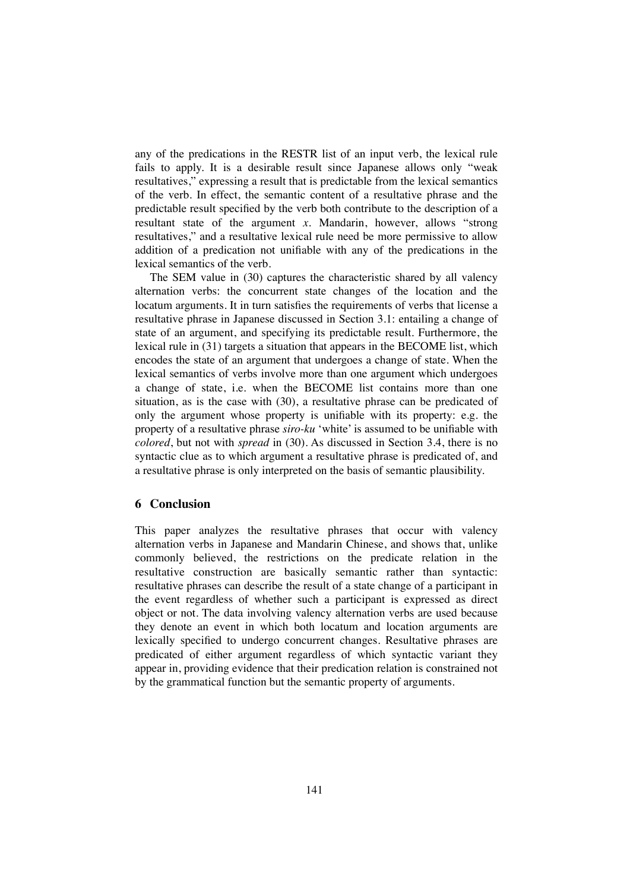any of the predications in the RESTR list of an input verb, the lexical rule fails to apply. It is a desirable result since Japanese allows only "weak resultatives," expressing a result that is predictable from the lexical semantics of the verb. In effect, the semantic content of a resultative phrase and the predictable result specified by the verb both contribute to the description of a resultant state of the argument *x*. Mandarin, however, allows "strong resultatives," and a resultative lexical rule need be more permissive to allow addition of a predication not unifiable with any of the predications in the lexical semantics of the verb.

The SEM value in (30) captures the characteristic shared by all valency alternation verbs: the concurrent state changes of the location and the locatum arguments. It in turn satisfies the requirements of verbs that license a resultative phrase in Japanese discussed in Section 3.1: entailing a change of state of an argument, and specifying its predictable result. Furthermore, the lexical rule in (31) targets a situation that appears in the BECOME list, which encodes the state of an argument that undergoes a change of state. When the lexical semantics of verbs involve more than one argument which undergoes a change of state, i.e. when the BECOME list contains more than one situation, as is the case with (30), a resultative phrase can be predicated of only the argument whose property is unifiable with its property: e.g. the property of a resultative phrase *siro-ku* 'white' is assumed to be unifiable with *colored*, but not with *spread* in (30). As discussed in Section 3.4, there is no syntactic clue as to which argument a resultative phrase is predicated of, and a resultative phrase is only interpreted on the basis of semantic plausibility.

## 6 Conclusion

This paper analyzes the resultative phrases that occur with valency alternation verbs in Japanese and Mandarin Chinese, and shows that, unlike commonly believed, the restrictions on the predicate relation in the resultative construction are basically semantic rather than syntactic: resultative phrases can describe the result of a state change of a participant in the event regardless of whether such a participant is expressed as direct object or not. The data involving valency alternation verbs are used because they denote an event in which both locatum and location arguments are lexically specified to undergo concurrent changes. Resultative phrases are predicated of either argument regardless of which syntactic variant they appear in, providing evidence that their predication relation is constrained not by the grammatical function but the semantic property of arguments.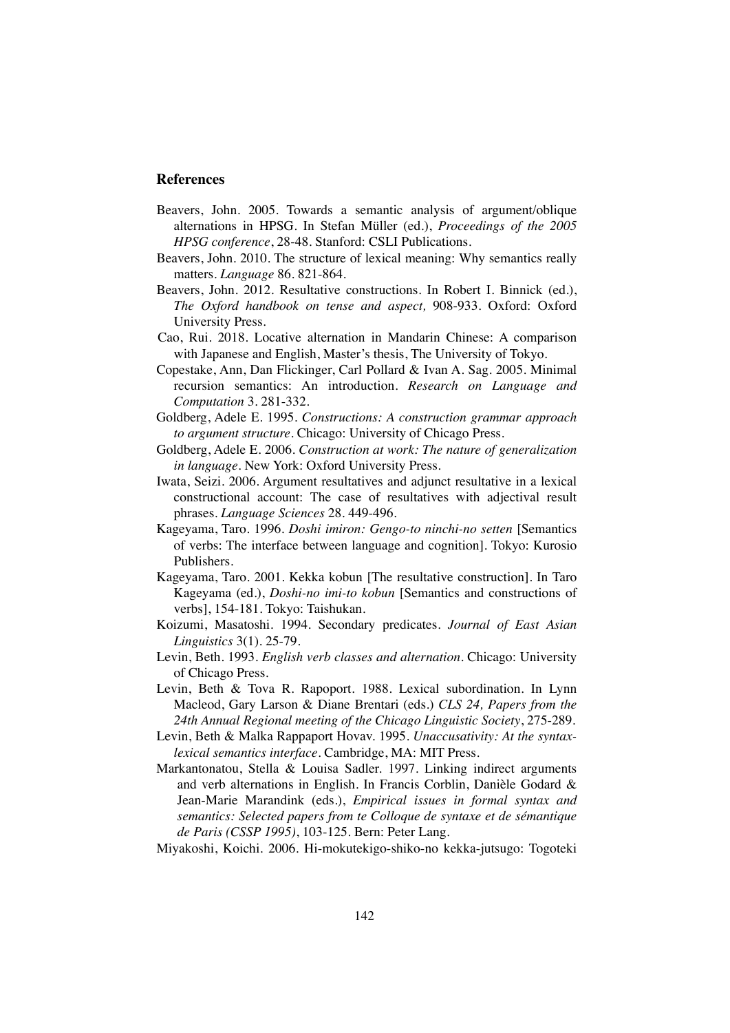## References

Beavers, John. 2005. Towards a semantic analysis of argument/oblique alternations in HPSG. In Stefan Müller (ed.), *Proceedings of the 2005 HPSG conference*, 28-48. Stanford: CSLI Publications.

Beavers, John. 2010. The structure of lexical meaning: Why semantics really matters. *Language* 86. 821-864.

Beavers, John. 2012. Resultative constructions. In Robert I. Binnick (ed.), *The Oxford handbook on tense and aspect,* 908-933. Oxford: Oxford University Press.

Cao, Rui. 2018. Locative alternation in Mandarin Chinese: A comparison with Japanese and English, Master's thesis, The University of Tokyo.

Copestake, Ann, Dan Flickinger, Carl Pollard & Ivan A. Sag. 2005. Minimal recursion semantics: An introduction. *Research on Language and Computation* 3. 281-332.

Goldberg, Adele E. 1995. *Constructions: A construction grammar approach to argument structure*. Chicago: University of Chicago Press.

Goldberg, Adele E. 2006. *Construction at work: The nature of generalization in language*. New York: Oxford University Press.

Iwata, Seizi. 2006. Argument resultatives and adjunct resultative in a lexical constructional account: The case of resultatives with adjectival result phrases. *Language Sciences* 28. 449-496.

Kageyama, Taro. 1996. *Doshi imiron: Gengo-to ninchi-no setten* [Semantics of verbs: The interface between language and cognition]. Tokyo: Kurosio Publishers.

Kageyama, Taro. 2001. Kekka kobun [The resultative construction]. In Taro Kageyama (ed.), *Doshi-no imi-to kobun* [Semantics and constructions of verbs], 154-181. Tokyo: Taishukan.

Koizumi, Masatoshi. 1994. Secondary predicates. *Journal of East Asian Linguistics* 3(1). 25-79.

Levin, Beth. 1993. *English verb classes and alternation*. Chicago: University of Chicago Press.

Levin, Beth & Tova R. Rapoport. 1988. Lexical subordination. In Lynn Macleod, Gary Larson & Diane Brentari (eds.) *CLS 24, Papers from the 24th Annual Regional meeting of the Chicago Linguistic Society*, 275-289.

Levin, Beth & Malka Rappaport Hovav. 1995. *Unaccusativity: At the syntax-lexical semantics interface*. Cambridge, MA: MIT Press.

Markantonatou, Stella & Louisa Sadler. 1997. Linking indirect arguments and verb alternations in English. In Francis Corblin, Danièle Godard & Jean-Marie Marandink (eds.), *Empirical issues in formal syntax and semantics: Selected papers from te Colloque de syntaxe et de sémantique de Paris (CSSP 1995)*, 103-125. Bern: Peter Lang.

Miyakoshi, Koichi. 2006. Hi-mokutekigo-shiko-no kekka-jutsugo: Togoteki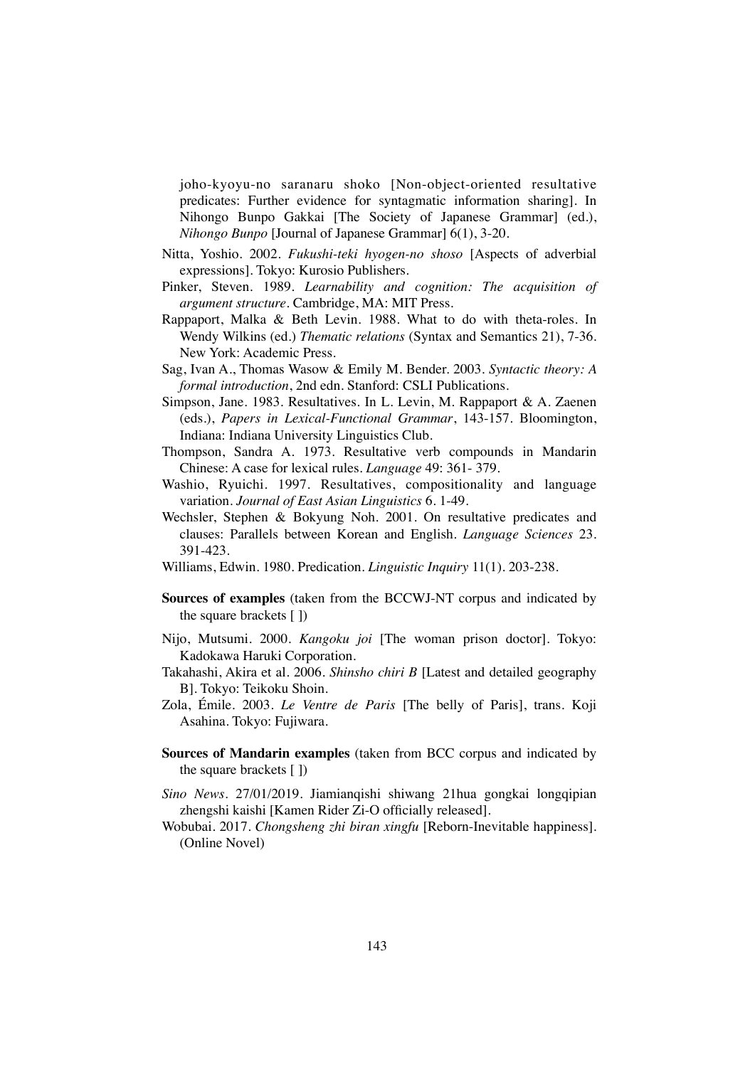joho-kyoyu-no saranaru shoko [Non-object-oriented resultative predicates: Further evidence for syntagmatic information sharing]. In Nihongo Bunpo Gakkai [The Society of Japanese Grammar] (ed.), *Nihongo Bunpo* [Journal of Japanese Grammar] 6(1), 3-20.

Nitta, Yoshio. 2002. *Fukushi-teki hyogen-no shoso* [Aspects of adverbial expressions]. Tokyo: Kurosio Publishers.

Pinker, Steven. 1989. *Learnability and cognition: The acquisition of argument structure*. Cambridge, MA: MIT Press.

Rappaport, Malka & Beth Levin. 1988. What to do with theta-roles. In Wendy Wilkins (ed.) *Thematic relations* (Syntax and Semantics 21), 7-36. New York: Academic Press.

Sag, Ivan A., Thomas Wasow & Emily M. Bender. 2003. *Syntactic theory: A formal introduction*, 2nd edn. Stanford: CSLI Publications.

Simpson, Jane. 1983. Resultatives. In L. Levin, M. Rappaport & A. Zaenen (eds.), *Papers in Lexical-Functional Grammar*, 143-157. Bloomington, Indiana: Indiana University Linguistics Club.

Thompson, Sandra A. 1973. Resultative verb compounds in Mandarin Chinese: A case for lexical rules. *Language* 49: 361- 379.

Washio, Ryuichi. 1997. Resultatives, compositionality and language variation. *Journal of East Asian Linguistics* 6. 1-49.

Wechsler, Stephen & Bokyung Noh. 2001. On resultative predicates and clauses: Parallels between Korean and English. *Language Sciences* 23. 391-423.

Williams, Edwin. 1980. Predication. *Linguistic Inquiry* 11(1). 203-238.

**Sources of examples** (taken from the BCCWJ-NT corpus and indicated by the square brackets [ ])

Nijo, Mutsumi. 2000. *Kangoku joi* [The woman prison doctor]. Tokyo: Kadokawa Haruki Corporation.

Takahashi, Akira et al. 2006. *Shinsho chiri B* [Latest and detailed geography B]. Tokyo: Teikoku Shoin.

Zola, Émile. 2003. *Le Ventre de Paris* [The belly of Paris], trans. Koji Asahina. Tokyo: Fujiwara.

**Sources of Mandarin examples** (taken from BCC corpus and indicated by the square brackets [ ])

*Sino News*. 27/01/2019. Jiamianqishi shiwang 21hua gongkai longqipian zhengshi kaishi [Kamen Rider Zi-O officially released].

Wobubai. 2017. *Chongsheng zhi biran xingfu* [Reborn-Inevitable happiness]. (Online Novel)